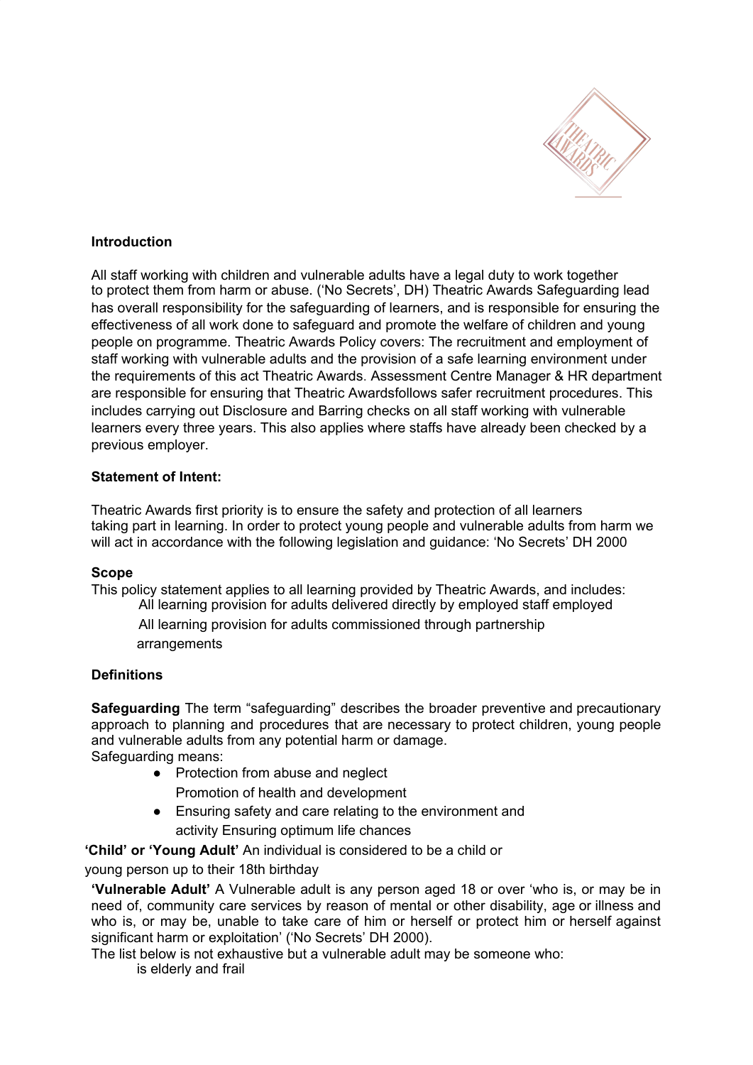**Introduction**

All staff working with children and vulnerable adults have a legal duty to work together to protect them from harm or abuse. ('No Secrets', DH) Theatric Awards Safeguarding lead has overall responsibility for the safeguarding of learners, and is responsible for ensuring the effectiveness of all work done to safeguard and promote the welfare of children and young people on programme. Theatric Awards Policy covers: The recruitment and employment of staff working with vulnerable adults and the provision of a safe learning environment under the requirements of this act Theatric Awards. Assessment Centre Manager & HR department are responsible for ensuring that Theatric Awardsfollows safer recruitment procedures. This includes carrying out Disclosure and Barring checks on all staff working with vulnerable learners every three years. This also applies where staffs have already been checked by a previous employer.

**Statement of Intent:**

Theatric Awards first priority is to ensure the safety and protection of all learners taking part in learning. In order to protect young people and vulnerable adults from harm we will act in accordance with the following legislation and guidance: 'No Secrets' DH 2000

**Scope**

This policy statement applies to all learning provided by Theatric Awards, and includes:

All learning provision for adults delivered directly by employed staff employed

All learning provision for adults commissioned through partnership arrangements

**Definitions**

**Safeguarding** The term "safeguarding" describes the broader preventive and precautionary approach to planning and procedures that are necessary to protect children, young people and vulnerable adults from any potential harm or damage.

Safeguarding means:

- Protection from abuse and neglect
  Promotion of health and development
- Ensuring safety and care relating to the environment and activity Ensuring optimum life chances

**'Child' or 'Young Adult'** An individual is considered to be a child or young person up to their 18th birthday

**'Vulnerable Adult'** A Vulnerable adult is any person aged 18 or over 'who is, or may be in need of, community care services by reason of mental or other disability, age or illness and who is, or may be, unable to take care of him or herself or protect him or herself against significant harm or exploitation' ('No Secrets' DH 2000).

The list below is not exhaustive but a vulnerable adult may be someone who:

is elderly and frail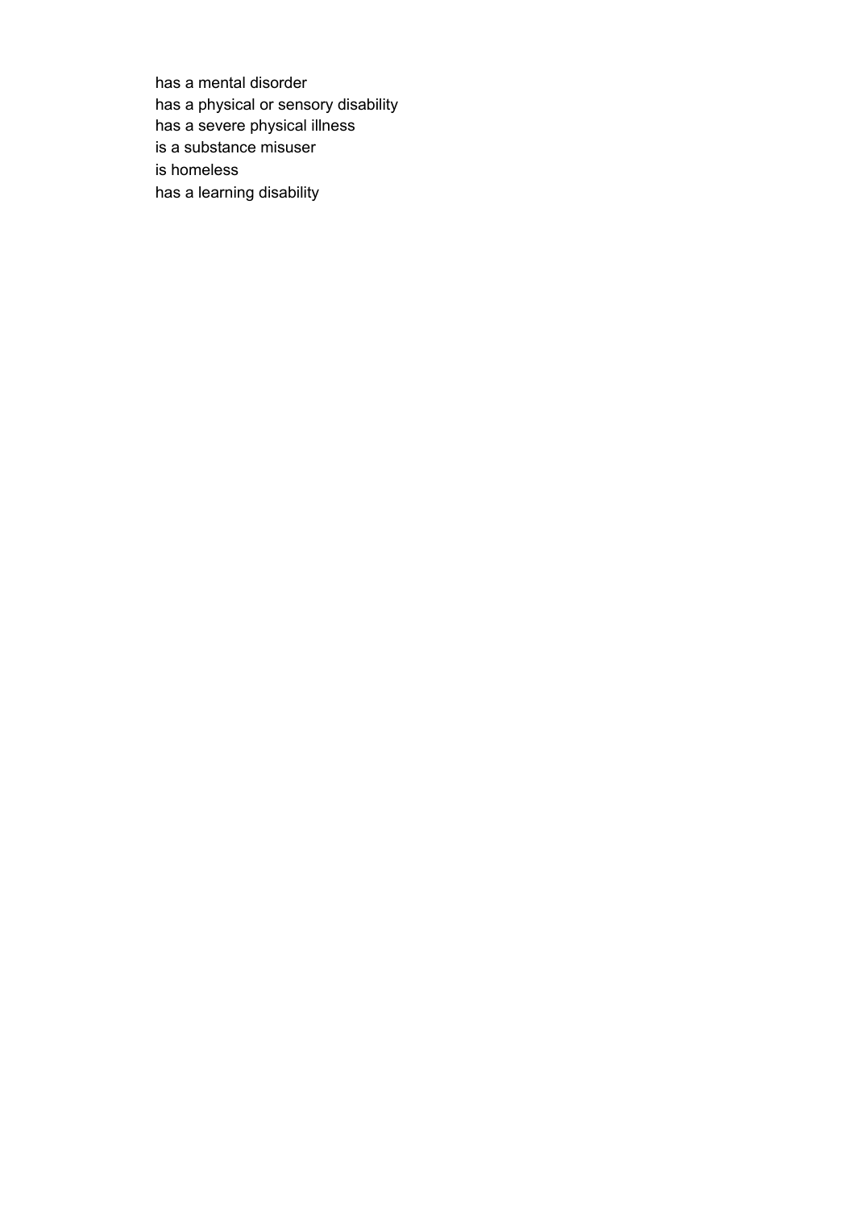has a mental disorder
has a physical or sensory disability
has a severe physical illness
is a substance misuser
is homeless
has a learning disability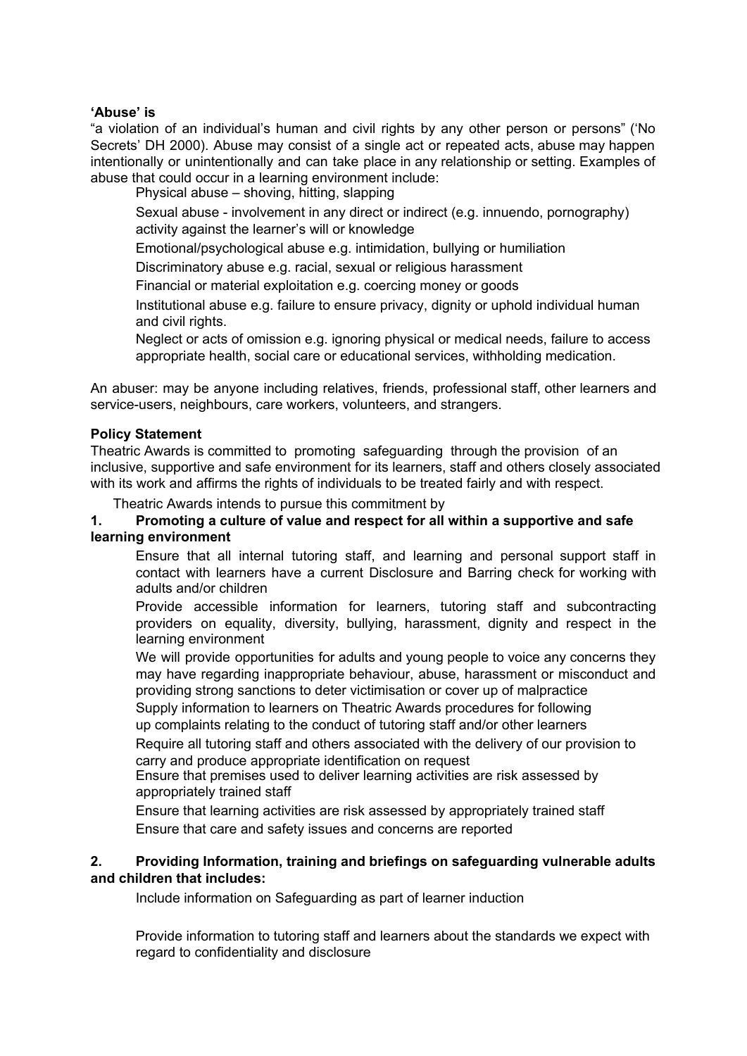**'Abuse' is**

"a violation of an individual's human and civil rights by any other person or persons" ('No Secrets' DH 2000). Abuse may consist of a single act or repeated acts, abuse may happen intentionally or unintentionally and can take place in any relationship or setting. Examples of abuse that could occur in a learning environment include:

- Physical abuse – shoving, hitting, slapping
- Sexual abuse - involvement in any direct or indirect (e.g. innuendo, pornography) activity against the learner's will or knowledge
- Emotional/psychological abuse e.g. intimidation, bullying or humiliation
- Discriminatory abuse e.g. racial, sexual or religious harassment
- Financial or material exploitation e.g. coercing money or goods
- Institutional abuse e.g. failure to ensure privacy, dignity or uphold individual human and civil rights.
- Neglect or acts of omission e.g. ignoring physical or medical needs, failure to access appropriate health, social care or educational services, withholding medication.

An abuser: may be anyone including relatives, friends, professional staff, other learners and service-users, neighbours, care workers, volunteers, and strangers.

**Policy Statement**

Theatric Awards is committed to promoting safeguarding through the provision of an inclusive, supportive and safe environment for its learners, staff and others closely associated with its work and affirms the rights of individuals to be treated fairly and with respect.

Theatric Awards intends to pursue this commitment by

**1. Promoting a culture of value and respect for all within a supportive and safe learning environment**

- Ensure that all internal tutoring staff, and learning and personal support staff in contact with learners have a current Disclosure and Barring check for working with adults and/or children
- Provide accessible information for learners, tutoring staff and subcontracting providers on equality, diversity, bullying, harassment, dignity and respect in the learning environment
- We will provide opportunities for adults and young people to voice any concerns they may have regarding inappropriate behaviour, abuse, harassment or misconduct and providing strong sanctions to deter victimisation or cover up of malpractice
- Supply information to learners on Theatric Awards procedures for following up complaints relating to the conduct of tutoring staff and/or other learners
- Require all tutoring staff and others associated with the delivery of our provision to carry and produce appropriate identification on request
- Ensure that premises used to deliver learning activities are risk assessed by appropriately trained staff
- Ensure that learning activities are risk assessed by appropriately trained staff
- Ensure that care and safety issues and concerns are reported

**2. Providing Information, training and briefings on safeguarding vulnerable adults and children that includes:**

- Include information on Safeguarding as part of learner induction
- Provide information to tutoring staff and learners about the standards we expect with regard to confidentiality and disclosure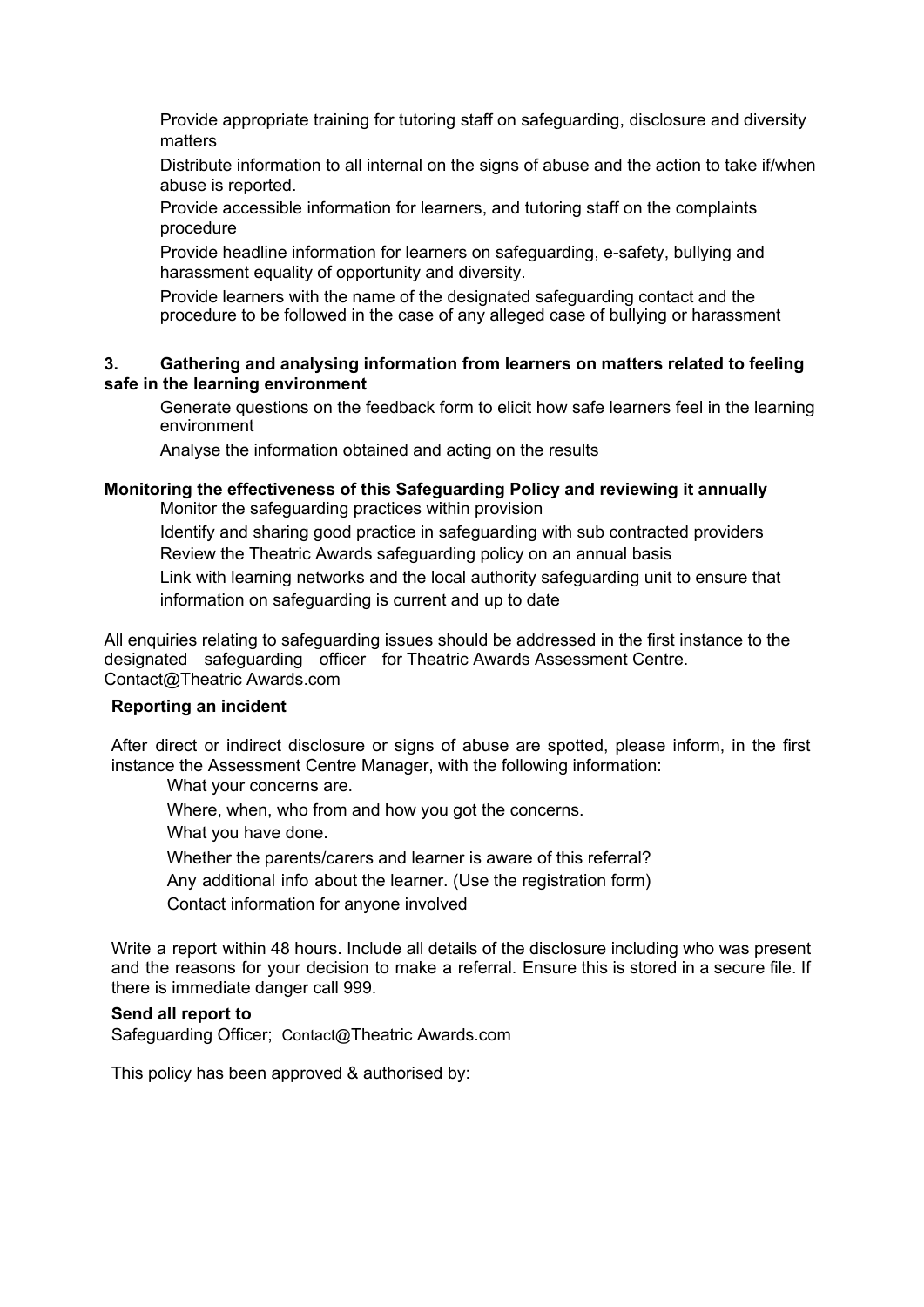- Provide appropriate training for tutoring staff on safeguarding, disclosure and diversity matters
- Distribute information to all internal on the signs of abuse and the action to take if/when abuse is reported.
- Provide accessible information for learners, and tutoring staff on the complaints procedure
- Provide headline information for learners on safeguarding, e-safety, bullying and harassment equality of opportunity and diversity.
- Provide learners with the name of the designated safeguarding contact and the procedure to be followed in the case of any alleged case of bullying or harassment

**3. Gathering and analysing information from learners on matters related to feeling safe in the learning environment**

- Generate questions on the feedback form to elicit how safe learners feel in the learning environment
- Analyse the information obtained and acting on the results

**Monitoring the effectiveness of this Safeguarding Policy and reviewing it annually**

- Monitor the safeguarding practices within provision
- Identify and sharing good practice in safeguarding with sub contracted providers
- Review the Theatric Awards safeguarding policy on an annual basis
- Link with learning networks and the local authority safeguarding unit to ensure that information on safeguarding is current and up to date

All enquiries relating to safeguarding issues should be addressed in the first instance to the designated safeguarding officer for Theatric Awards Assessment Centre. Contact@Theatric Awards.com

**Reporting an incident**

After direct or indirect disclosure or signs of abuse are spotted, please inform, in the first instance the Assessment Centre Manager, with the following information:

- What your concerns are.
- Where, when, who from and how you got the concerns.
- What you have done.
- Whether the parents/carers and learner is aware of this referral?
- Any additional info about the learner. (Use the registration form)
- Contact information for anyone involved

Write a report within 48 hours. Include all details of the disclosure including who was present and the reasons for your decision to make a referral. Ensure this is stored in a secure file. If there is immediate danger call 999.

**Send all report to**

Safeguarding Officer; Contact@Theatric Awards.com

This policy has been approved & authorised by: